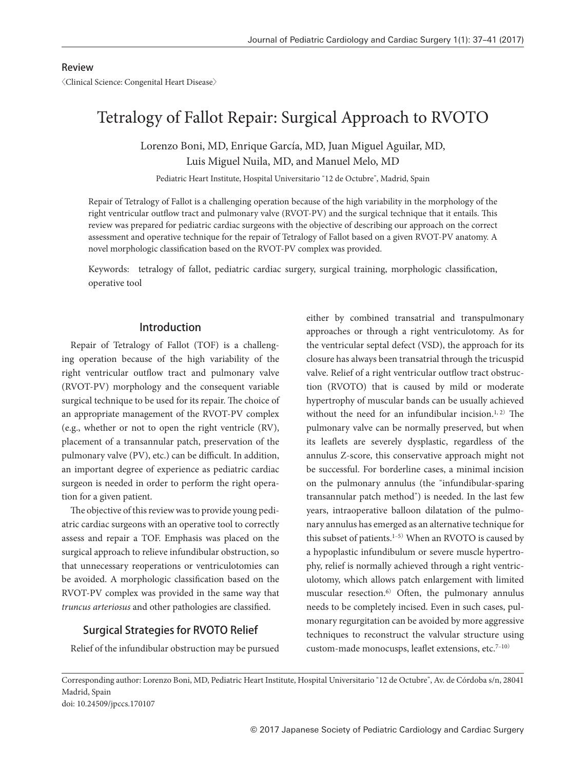Review

〈Clinical Science: Congenital Heart Disease〉

# Tetralogy of Fallot Repair: Surgical Approach to RVOTO

Lorenzo Boni, MD, Enrique García, MD, Juan Miguel Aguilar, MD, Luis Miguel Nuila, MD, and Manuel Melo, MD

Pediatric Heart Institute, Hospital Universitario "12 de Octubre", Madrid, Spain

Repair of Tetralogy of Fallot is a challenging operation because of the high variability in the morphology of the right ventricular outflow tract and pulmonary valve (RVOT-PV) and the surgical technique that it entails. This review was prepared for pediatric cardiac surgeons with the objective of describing our approach on the correct assessment and operative technique for the repair of Tetralogy of Fallot based on a given RVOT-PV anatomy. A novel morphologic classification based on the RVOT-PV complex was provided.

Keywords: tetralogy of fallot, pediatric cardiac surgery, surgical training, morphologic classification, operative tool

## Introduction

Repair of Tetralogy of Fallot (TOF) is a challenging operation because of the high variability of the right ventricular outflow tract and pulmonary valve (RVOT-PV) morphology and the consequent variable surgical technique to be used for its repair. The choice of an appropriate management of the RVOT-PV complex (e.g., whether or not to open the right ventricle (RV), placement of a transannular patch, preservation of the pulmonary valve (PV), etc.) can be difficult. In addition, an important degree of experience as pediatric cardiac surgeon is needed in order to perform the right operation for a given patient.

The objective of this review was to provide young pediatric cardiac surgeons with an operative tool to correctly assess and repair a TOF. Emphasis was placed on the surgical approach to relieve infundibular obstruction, so that unnecessary reoperations or ventriculotomies can be avoided. A morphologic classification based on the RVOT-PV complex was provided in the same way that *truncus arteriosus* and other pathologies are classified.

## Surgical Strategies for RVOTO Relief

Relief of the infundibular obstruction may be pursued either by combined transatrial and transpulmonary approaches or through a right ventriculotomy. As for the ventricular septal defect (VSD), the approach for its closure has always been transatrial through the tricuspid valve. Relief of a right ventricular outflow tract obstruction (RVOTO) that is caused by mild or moderate hypertrophy of muscular bands can be usually achieved without the need for an infundibular incision.[1, 2] The pulmonary valve can be normally preserved, but when its leaflets are severely dysplastic, regardless of the annulus Z-score, this conservative approach might not be successful. For borderline cases, a minimal incision on the pulmonary annulus (the "infundibular-sparing transannular patch method") is needed. In the last few years, intraoperative balloon dilatation of the pulmonary annulus has emerged as an alternative technique for this subset of patients.[1–5] When an RVOTO is caused by a hypoplastic infundibulum or severe muscle hypertrophy, relief is normally achieved through a right ventriculotomy, which allows patch enlargement with limited muscular resection.[6] Often, the pulmonary annulus needs to be completely incised. Even in such cases, pulmonary regurgitation can be avoided by more aggressive techniques to reconstruct the valvular structure using custom-made monocusps, leaflet extensions, etc.[7–10]

Corresponding author: Lorenzo Boni, MD, Pediatric Heart Institute, Hospital Universitario "12 de Octubre", Av. de Córdoba s/n, 28041 Madrid, Spain
doi: 10.24509/jpccs.170107

© 2017 Japanese Society of Pediatric Cardiology and Cardiac Surgery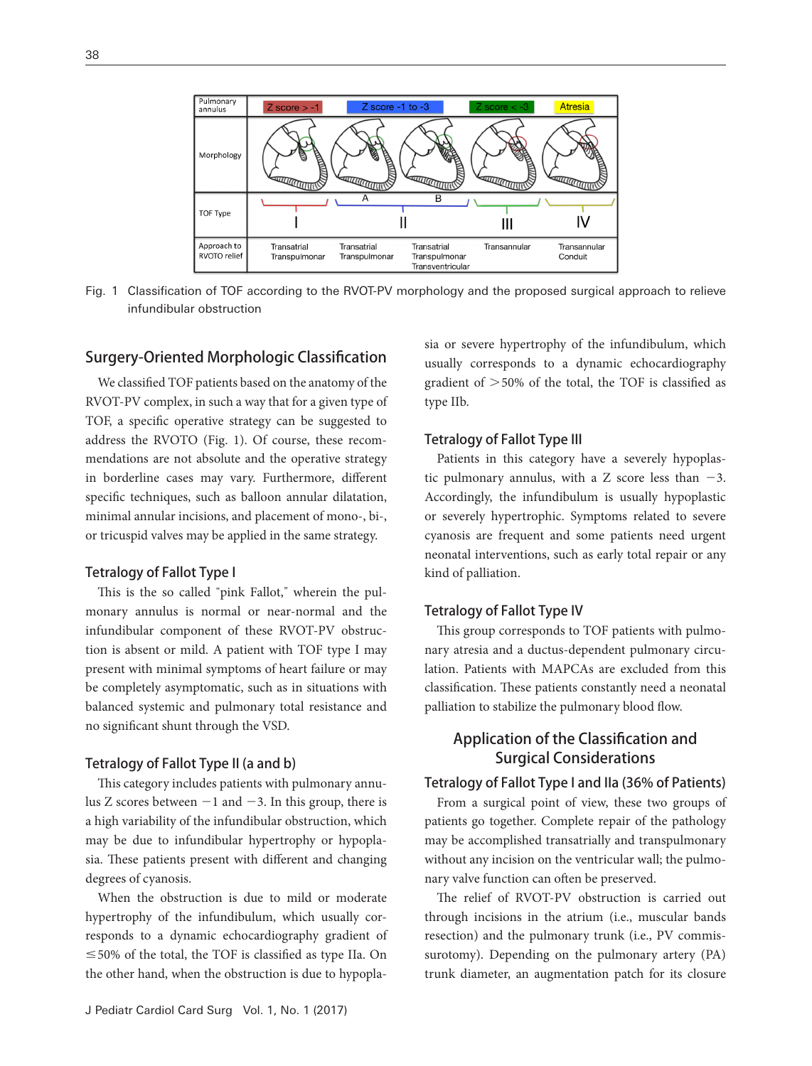| Pulmonary annulus | Z score > -1 | Z score -1 to -3 | | Z score < -3 | Atresia |
|---|---|---|---|---|---|
| Morphology | | | | | |
| TOF Type | I | II A | II B | III | IV |
| Approach to RVOTO relief | Transatrial Transpulmonar | Transatrial Transpulmonar | Transatrial Transpulmonar Transventricular | Transannular | Transannular Conduit |

Fig. 1 Classification of TOF according to the RVOT-PV morphology and the proposed surgical approach to relieve infundibular obstruction

## Surgery-Oriented Morphologic Classification

We classified TOF patients based on the anatomy of the RVOT-PV complex, in such a way that for a given type of TOF, a specific operative strategy can be suggested to address the RVOTO (Fig. 1). Of course, these recommendations are not absolute and the operative strategy in borderline cases may vary. Furthermore, different specific techniques, such as balloon annular dilatation, minimal annular incisions, and placement of mono-, bi-, or tricuspid valves may be applied in the same strategy.

### Tetralogy of Fallot Type I

This is the so called "pink Fallot," wherein the pulmonary annulus is normal or near-normal and the infundibular component of these RVOT-PV obstruction is absent or mild. A patient with TOF type I may present with minimal symptoms of heart failure or may be completely asymptomatic, such as in situations with balanced systemic and pulmonary total resistance and no significant shunt through the VSD.

### Tetralogy of Fallot Type II (a and b)

This category includes patients with pulmonary annulus Z scores between −1 and −3. In this group, there is a high variability of the infundibular obstruction, which may be due to infundibular hypertrophy or hypoplasia. These patients present with different and changing degrees of cyanosis.

When the obstruction is due to mild or moderate hypertrophy of the infundibulum, which usually corresponds to a dynamic echocardiography gradient of ≤50% of the total, the TOF is classified as type IIa. On the other hand, when the obstruction is due to hypoplasia or severe hypertrophy of the infundibulum, which usually corresponds to a dynamic echocardiography gradient of >50% of the total, the TOF is classified as type IIb.

### Tetralogy of Fallot Type III

Patients in this category have a severely hypoplastic pulmonary annulus, with a Z score less than −3. Accordingly, the infundibulum is usually hypoplastic or severely hypertrophic. Symptoms related to severe cyanosis are frequent and some patients need urgent neonatal interventions, such as early total repair or any kind of palliation.

### Tetralogy of Fallot Type IV

This group corresponds to TOF patients with pulmonary atresia and a ductus-dependent pulmonary circulation. Patients with MAPCAs are excluded from this classification. These patients constantly need a neonatal palliation to stabilize the pulmonary blood flow.

## Application of the Classification and Surgical Considerations

### Tetralogy of Fallot Type I and IIa (36% of Patients)

From a surgical point of view, these two groups of patients go together. Complete repair of the pathology may be accomplished transatrially and transpulmonary without any incision on the ventricular wall; the pulmonary valve function can often be preserved.

The relief of RVOT-PV obstruction is carried out through incisions in the atrium (i.e., muscular bands resection) and the pulmonary trunk (i.e., PV commissurotomy). Depending on the pulmonary artery (PA) trunk diameter, an augmentation patch for its closure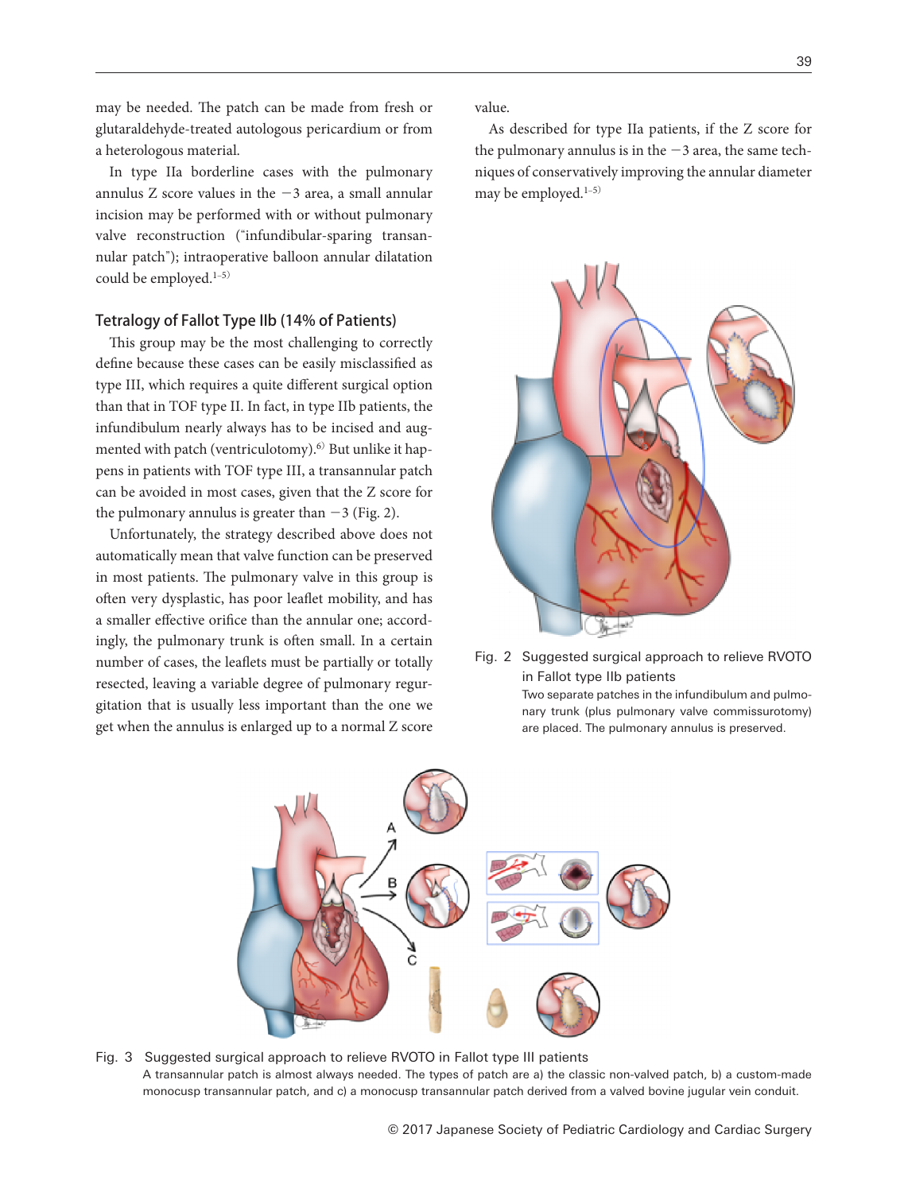may be needed. The patch can be made from fresh or glutaraldehyde-treated autologous pericardium or from a heterologous material.

In type IIa borderline cases with the pulmonary annulus Z score values in the −3 area, a small annular incision may be performed with or without pulmonary valve reconstruction ("infundibular-sparing transannular patch"); intraoperative balloon annular dilatation could be employed.[1–5)]

## Tetralogy of Fallot Type IIb (14% of Patients)

This group may be the most challenging to correctly define because these cases can be easily misclassified as type III, which requires a quite different surgical option than that in TOF type II. In fact, in type IIb patients, the infundibulum nearly always has to be incised and augmented with patch (ventriculotomy).[6)] But unlike it happens in patients with TOF type III, a transannular patch can be avoided in most cases, given that the Z score for the pulmonary annulus is greater than −3 (Fig. 2).

Unfortunately, the strategy described above does not automatically mean that valve function can be preserved in most patients. The pulmonary valve in this group is often very dysplastic, has poor leaflet mobility, and has a smaller effective orifice than the annular one; accordingly, the pulmonary trunk is often small. In a certain number of cases, the leaflets must be partially or totally resected, leaving a variable degree of pulmonary regurgitation that is usually less important than the one we get when the annulus is enlarged up to a normal Z score value.

As described for type IIa patients, if the Z score for the pulmonary annulus is in the −3 area, the same techniques of conservatively improving the annular diameter may be employed.[1–5)]

Fig. 2 Suggested surgical approach to relieve RVOTO in Fallot type IIb patients
Two separate patches in the infundibulum and pulmonary trunk (plus pulmonary valve commissurotomy) are placed. The pulmonary annulus is preserved.

A
B
C

Fig. 3 Suggested surgical approach to relieve RVOTO in Fallot type III patients
A transannular patch is almost always needed. The types of patch are a) the classic non-valved patch, b) a custom-made monocusp transannular patch, and c) a monocusp transannular patch derived from a valved bovine jugular vein conduit.

© 2017 Japanese Society of Pediatric Cardiology and Cardiac Surgery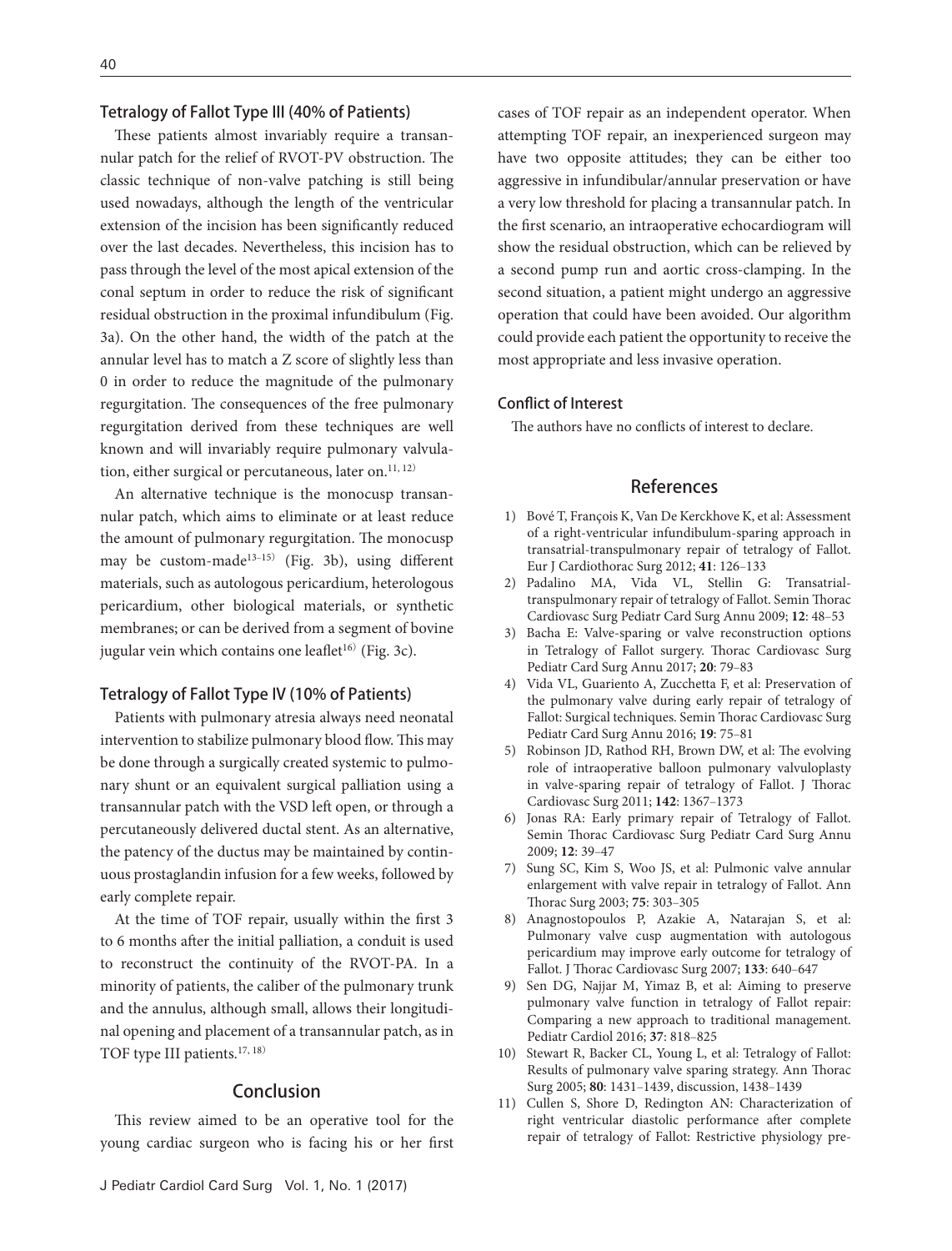### Tetralogy of Fallot Type III (40% of Patients)

These patients almost invariably require a transannular patch for the relief of RVOT-PV obstruction. The classic technique of non-valve patching is still being used nowadays, although the length of the ventricular extension of the incision has been significantly reduced over the last decades. Nevertheless, this incision has to pass through the level of the most apical extension of the conal septum in order to reduce the risk of significant residual obstruction in the proximal infundibulum (Fig. 3a). On the other hand, the width of the patch at the annular level has to match a Z score of slightly less than 0 in order to reduce the magnitude of the pulmonary regurgitation. The consequences of the free pulmonary regurgitation derived from these techniques are well known and will invariably require pulmonary valvulation, either surgical or percutaneous, later on.[11, 12]

An alternative technique is the monocusp transannular patch, which aims to eliminate or at least reduce the amount of pulmonary regurgitation. The monocusp may be custom-made[13–15] (Fig. 3b), using different materials, such as autologous pericardium, heterologous pericardium, other biological materials, or synthetic membranes; or can be derived from a segment of bovine jugular vein which contains one leaflet[16] (Fig. 3c).

### Tetralogy of Fallot Type IV (10% of Patients)

Patients with pulmonary atresia always need neonatal intervention to stabilize pulmonary blood flow. This may be done through a surgically created systemic to pulmonary shunt or an equivalent surgical palliation using a transannular patch with the VSD left open, or through a percutaneously delivered ductal stent. As an alternative, the patency of the ductus may be maintained by continuous prostaglandin infusion for a few weeks, followed by early complete repair.

At the time of TOF repair, usually within the first 3 to 6 months after the initial palliation, a conduit is used to reconstruct the continuity of the RVOT-PA. In a minority of patients, the caliber of the pulmonary trunk and the annulus, although small, allows their longitudinal opening and placement of a transannular patch, as in TOF type III patients.[17, 18]

## Conclusion

This review aimed to be an operative tool for the young cardiac surgeon who is facing his or her first cases of TOF repair as an independent operator. When attempting TOF repair, an inexperienced surgeon may have two opposite attitudes; they can be either too aggressive in infundibular/annular preservation or have a very low threshold for placing a transannular patch. In the first scenario, an intraoperative echocardiogram will show the residual obstruction, which can be relieved by a second pump run and aortic cross-clamping. In the second situation, a patient might undergo an aggressive operation that could have been avoided. Our algorithm could provide each patient the opportunity to receive the most appropriate and less invasive operation.

### Conflict of Interest

The authors have no conflicts of interest to declare.

## References

1) Bové T, François K, Van De Kerckhove K, et al: Assessment of a right-ventricular infundibulum-sparing approach in transatrial-transpulmonary repair of tetralogy of Fallot. Eur J Cardiothorac Surg 2012; **41**: 126–133
2) Padalino MA, Vida VL, Stellin G: Transatrial-transpulmonary repair of tetralogy of Fallot. Semin Thorac Cardiovasc Surg Pediatr Card Surg Annu 2009; **12**: 48–53
3) Bacha E: Valve-sparing or valve reconstruction options in Tetralogy of Fallot surgery. Thorac Cardiovasc Surg Pediatr Card Surg Annu 2017; **20**: 79–83
4) Vida VL, Guariento A, Zucchetta F, et al: Preservation of the pulmonary valve during early repair of tetralogy of Fallot: Surgical techniques. Semin Thorac Cardiovasc Surg Pediatr Card Surg Annu 2016; **19**: 75–81
5) Robinson JD, Rathod RH, Brown DW, et al: The evolving role of intraoperative balloon pulmonary valvuloplasty in valve-sparing repair of tetralogy of Fallot. J Thorac Cardiovasc Surg 2011; **142**: 1367–1373
6) Jonas RA: Early primary repair of Tetralogy of Fallot. Semin Thorac Cardiovasc Surg Pediatr Card Surg Annu 2009; **12**: 39–47
7) Sung SC, Kim S, Woo JS, et al: Pulmonic valve annular enlargement with valve repair in tetralogy of Fallot. Ann Thorac Surg 2003; **75**: 303–305
8) Anagnostopoulos P, Azakie A, Natarajan S, et al: Pulmonary valve cusp augmentation with autologous pericardium may improve early outcome for tetralogy of Fallot. J Thorac Cardiovasc Surg 2007; **133**: 640–647
9) Sen DG, Najjar M, Yimaz B, et al: Aiming to preserve pulmonary valve function in tetralogy of Fallot repair: Comparing a new approach to traditional management. Pediatr Cardiol 2016; **37**: 818–825
10) Stewart R, Backer CL, Young L, et al: Tetralogy of Fallot: Results of pulmonary valve sparing strategy. Ann Thorac Surg 2005; **80**: 1431–1439, discussion, 1438–1439
11) Cullen S, Shore D, Redington AN: Characterization of right ventricular diastolic performance after complete repair of tetralogy of Fallot: Restrictive physiology pre-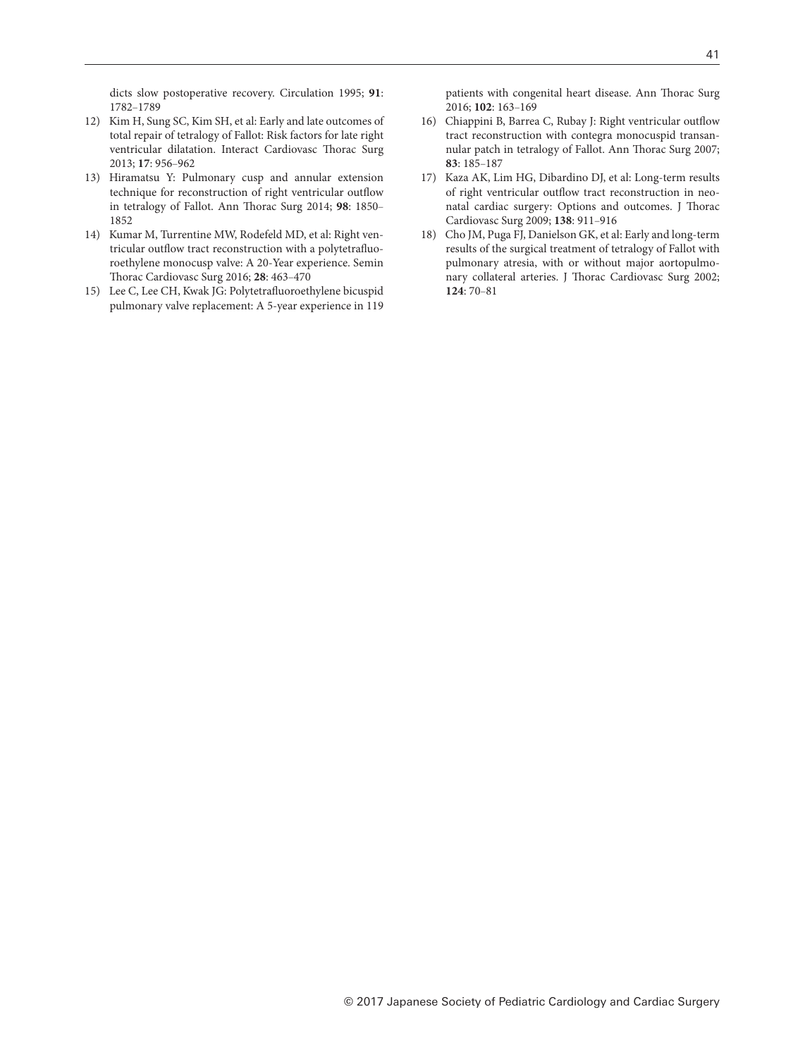dicts slow postoperative recovery. Circulation 1995; **91**: 1782–1789

12) Kim H, Sung SC, Kim SH, et al: Early and late outcomes of total repair of tetralogy of Fallot: Risk factors for late right ventricular dilatation. Interact Cardiovasc Thorac Surg 2013; **17**: 956–962
13) Hiramatsu Y: Pulmonary cusp and annular extension technique for reconstruction of right ventricular outflow in tetralogy of Fallot. Ann Thorac Surg 2014; **98**: 1850–1852
14) Kumar M, Turrentine MW, Rodefeld MD, et al: Right ventricular outflow tract reconstruction with a polytetrafluoroethylene monocusp valve: A 20-Year experience. Semin Thorac Cardiovasc Surg 2016; **28**: 463–470
15) Lee C, Lee CH, Kwak JG: Polytetrafluoroethylene bicuspid pulmonary valve replacement: A 5-year experience in 119 patients with congenital heart disease. Ann Thorac Surg 2016; **102**: 163–169
16) Chiappini B, Barrea C, Rubay J: Right ventricular outflow tract reconstruction with contegra monocuspid transannular patch in tetralogy of Fallot. Ann Thorac Surg 2007; **83**: 185–187
17) Kaza AK, Lim HG, Dibardino DJ, et al: Long-term results of right ventricular outflow tract reconstruction in neonatal cardiac surgery: Options and outcomes. J Thorac Cardiovasc Surg 2009; **138**: 911–916
18) Cho JM, Puga FJ, Danielson GK, et al: Early and long-term results of the surgical treatment of tetralogy of Fallot with pulmonary atresia, with or without major aortopulmonary collateral arteries. J Thorac Cardiovasc Surg 2002; **124**: 70–81